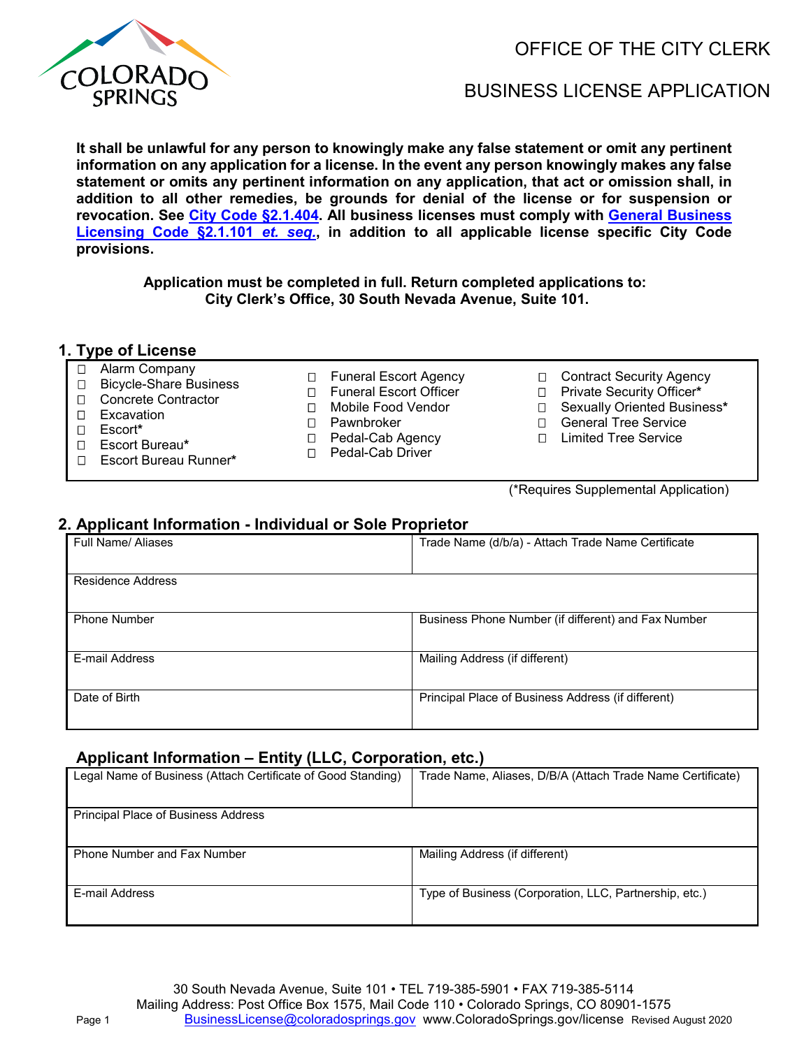OFFICE OF THE CITY CLERK

# BUSINESS LICENSE APPLICATION

**It shall be unlawful for any person to knowingly make any false statement or omit any pertinent information on any application for a license. In the event any person knowingly makes any false statement or omits any pertinent information on any application, that act or omission shall, in addition to all other remedies, be grounds for denial of the license or for suspension or revocation. See City Code §2.1.404. All business licenses must comply with General Business Licensing Code §2.1.101 *et. seq.*, in addition to all applicable license specific City Code provisions.**

**Application must be completed in full. Return completed applications to: City Clerk's Office, 30 South Nevada Avenue, Suite 101.**

## 1. Type of License

- ☐ Alarm Company
- ☐ Bicycle-Share Business
- ☐ Concrete Contractor
- ☐ Excavation
- ☐ Escort*
- ☐ Escort Bureau*
- ☐ Escort Bureau Runner*
- ☐ Funeral Escort Agency
- ☐ Funeral Escort Officer
- ☐ Mobile Food Vendor
- ☐ Pawnbroker
- ☐ Pedal-Cab Agency
- ☐ Pedal-Cab Driver
- ☐ Contract Security Agency
- ☐ Private Security Officer*
- ☐ Sexually Oriented Business*
- ☐ General Tree Service
- ☐ Limited Tree Service

(*Requires Supplemental Application)

## 2. Applicant Information - Individual or Sole Proprietor

| Full Name/ Aliases | Trade Name (d/b/a) - Attach Trade Name Certificate |
|---|---|
| Residence Address | |
| Phone Number | Business Phone Number (if different) and Fax Number |
| E-mail Address | Mailing Address (if different) |
| Date of Birth | Principal Place of Business Address (if different) |

## Applicant Information – Entity (LLC, Corporation, etc.)

| Legal Name of Business (Attach Certificate of Good Standing) | Trade Name, Aliases, D/B/A (Attach Trade Name Certificate) |
|---|---|
| Principal Place of Business Address | |
| Phone Number and Fax Number | Mailing Address (if different) |
| E-mail Address | Type of Business (Corporation, LLC, Partnership, etc.) |

30 South Nevada Avenue, Suite 101 • TEL 719-385-5901 • FAX 719-385-5114
Mailing Address: Post Office Box 1575, Mail Code 110 • Colorado Springs, CO 80901-1575
BusinessLicense@coloradosprings.gov www.ColoradoSprings.gov/license Revised August 2020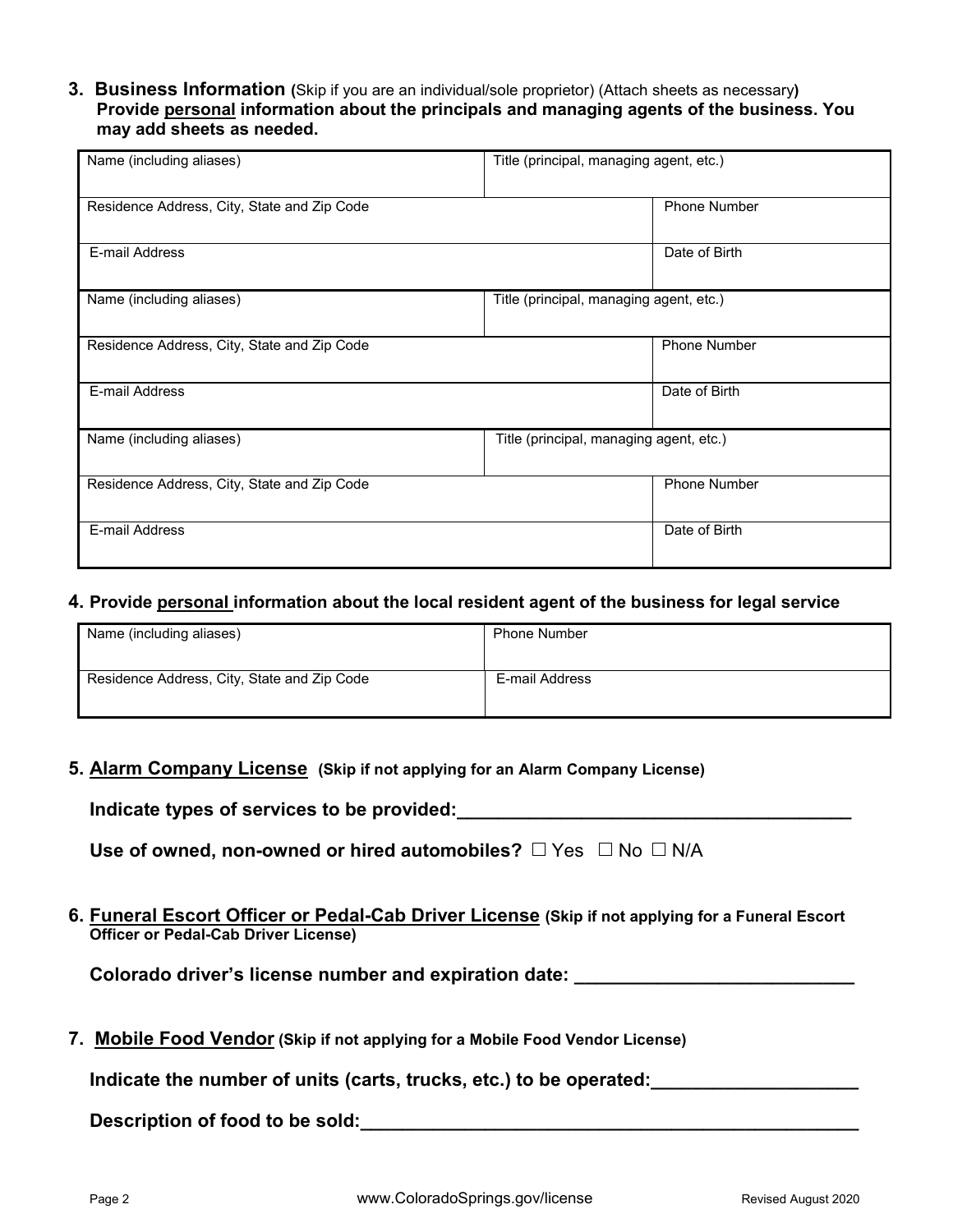**3. Business Information** (Skip if you are an individual/sole proprietor) (Attach sheets as necessary)
**Provide <u>personal</u> information about the principals and managing agents of the business. You may add sheets as needed.**

| Name (including aliases) | Title (principal, managing agent, etc.) | |
|---|---|---|
| Residence Address, City, State and Zip Code | | Phone Number |
| E-mail Address | | Date of Birth |
| Name (including aliases) | Title (principal, managing agent, etc.) | |
| Residence Address, City, State and Zip Code | | Phone Number |
| E-mail Address | | Date of Birth |
| Name (including aliases) | Title (principal, managing agent, etc.) | |
| Residence Address, City, State and Zip Code | | Phone Number |
| E-mail Address | | Date of Birth |

**4. Provide <u>personal</u> information about the local resident agent of the business for legal service**

| Name (including aliases) | Phone Number |
|---|---|
| Residence Address, City, State and Zip Code | E-mail Address |

**5. <u>Alarm Company License</u> (Skip if not applying for an Alarm Company License)**

**Indicate types of services to be provided:**_______________________________________

**Use of owned, non-owned or hired automobiles?** ☐ Yes ☐ No ☐ N/A

**6. <u>Funeral Escort Officer or Pedal-Cab Driver License</u> (Skip if not applying for a Funeral Escort Officer or Pedal-Cab Driver License)**

**Colorado driver's license number and expiration date:** ___________________________

**7. <u>Mobile Food Vendor</u> (Skip if not applying for a Mobile Food Vendor License)**

**Indicate the number of units (carts, trucks, etc.) to be operated:**____________________

**Description of food to be sold:**__________________________________________________

www.ColoradoSprings.gov/license Revised August 2020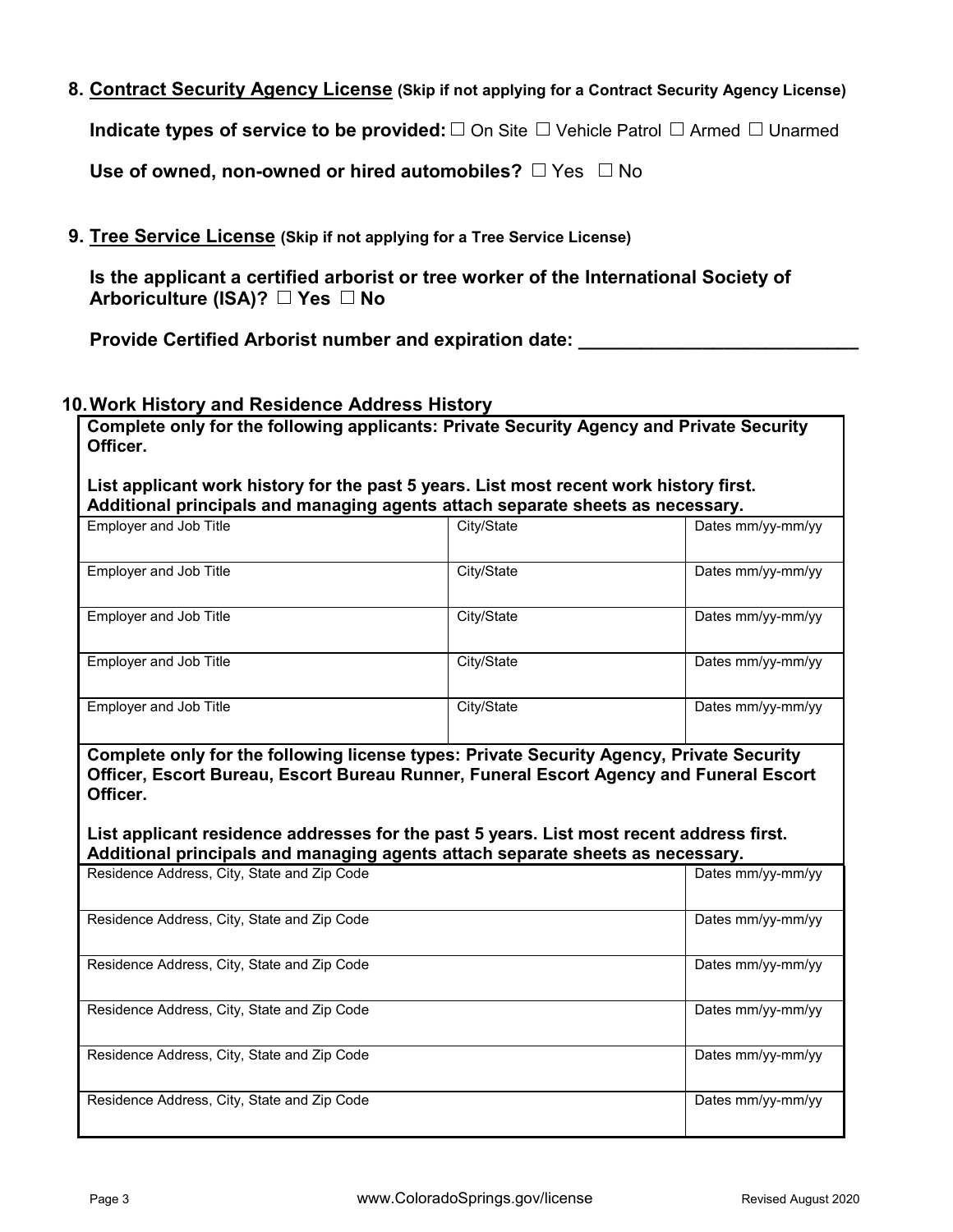**8. Contract Security Agency License** (Skip if not applying for a Contract Security Agency License)

**Indicate types of service to be provided:** ☐ On Site ☐ Vehicle Patrol ☐ Armed ☐ Unarmed

**Use of owned, non-owned or hired automobiles?** ☐ Yes ☐ No

**9. Tree Service License** (Skip if not applying for a Tree Service License)

**Is the applicant a certified arborist or tree worker of the International Society of Arboriculture (ISA)? ☐ Yes ☐ No**

**Provide Certified Arborist number and expiration date: ___________________________**

**10. Work History and Residence Address History**

**Complete only for the following applicants: Private Security Agency and Private Security Officer.**

**List applicant work history for the past 5 years. List most recent work history first. Additional principals and managing agents attach separate sheets as necessary.**

| Employer and Job Title | City/State | Dates mm/yy-mm/yy |
|---|---|---|
| Employer and Job Title | City/State | Dates mm/yy-mm/yy |
| Employer and Job Title | City/State | Dates mm/yy-mm/yy |
| Employer and Job Title | City/State | Dates mm/yy-mm/yy |
| Employer and Job Title | City/State | Dates mm/yy-mm/yy |

**Complete only for the following license types: Private Security Agency, Private Security Officer, Escort Bureau, Escort Bureau Runner, Funeral Escort Agency and Funeral Escort Officer.**

**List applicant residence addresses for the past 5 years. List most recent address first. Additional principals and managing agents attach separate sheets as necessary.**

| Residence Address, City, State and Zip Code | Dates mm/yy-mm/yy |
|---|---|
| Residence Address, City, State and Zip Code | Dates mm/yy-mm/yy |
| Residence Address, City, State and Zip Code | Dates mm/yy-mm/yy |
| Residence Address, City, State and Zip Code | Dates mm/yy-mm/yy |
| Residence Address, City, State and Zip Code | Dates mm/yy-mm/yy |
| Residence Address, City, State and Zip Code | Dates mm/yy-mm/yy |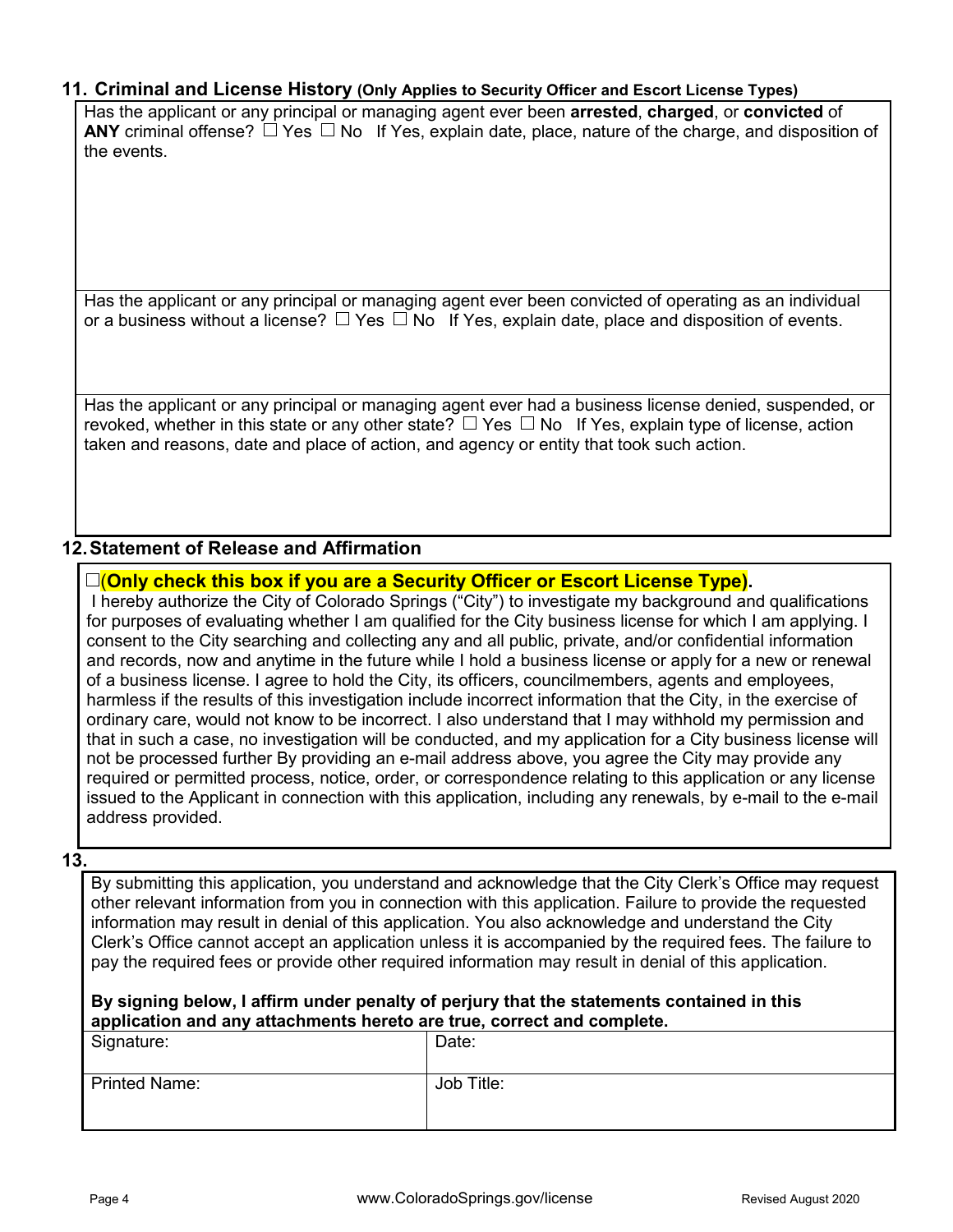## 11. Criminal and License History (Only Applies to Security Officer and Escort License Types)

Has the applicant or any principal or managing agent ever been **arrested**, **charged**, or **convicted** of **ANY** criminal offense? ☐ Yes ☐ No If Yes, explain date, place, nature of the charge, and disposition of the events.

Has the applicant or any principal or managing agent ever been convicted of operating as an individual or a business without a license? ☐ Yes ☐ No If Yes, explain date, place and disposition of events.

Has the applicant or any principal or managing agent ever had a business license denied, suspended, or revoked, whether in this state or any other state? ☐ Yes ☐ No If Yes, explain type of license, action taken and reasons, date and place of action, and agency or entity that took such action.

## 12. Statement of Release and Affirmation

☐**(Only check this box if you are a Security Officer or Escort License Type).**

I hereby authorize the City of Colorado Springs ("City") to investigate my background and qualifications for purposes of evaluating whether I am qualified for the City business license for which I am applying. I consent to the City searching and collecting any and all public, private, and/or confidential information and records, now and anytime in the future while I hold a business license or apply for a new or renewal of a business license. I agree to hold the City, its officers, councilmembers, agents and employees, harmless if the results of this investigation include incorrect information that the City, in the exercise of ordinary care, would not know to be incorrect. I also understand that I may withhold my permission and that in such a case, no investigation will be conducted, and my application for a City business license will not be processed further By providing an e-mail address above, you agree the City may provide any required or permitted process, notice, order, or correspondence relating to this application or any license issued to the Applicant in connection with this application, including any renewals, by e-mail to the e-mail address provided.

## 13.

By submitting this application, you understand and acknowledge that the City Clerk's Office may request other relevant information from you in connection with this application. Failure to provide the requested information may result in denial of this application. You also acknowledge and understand the City Clerk's Office cannot accept an application unless it is accompanied by the required fees. The failure to pay the required fees or provide other required information may result in denial of this application.

**By signing below, I affirm under penalty of perjury that the statements contained in this application and any attachments hereto are true, correct and complete.**

| | |
|---|---|
| Signature: | Date: |
| Printed Name: | Job Title: |

www.ColoradoSprings.gov/license

Revised August 2020